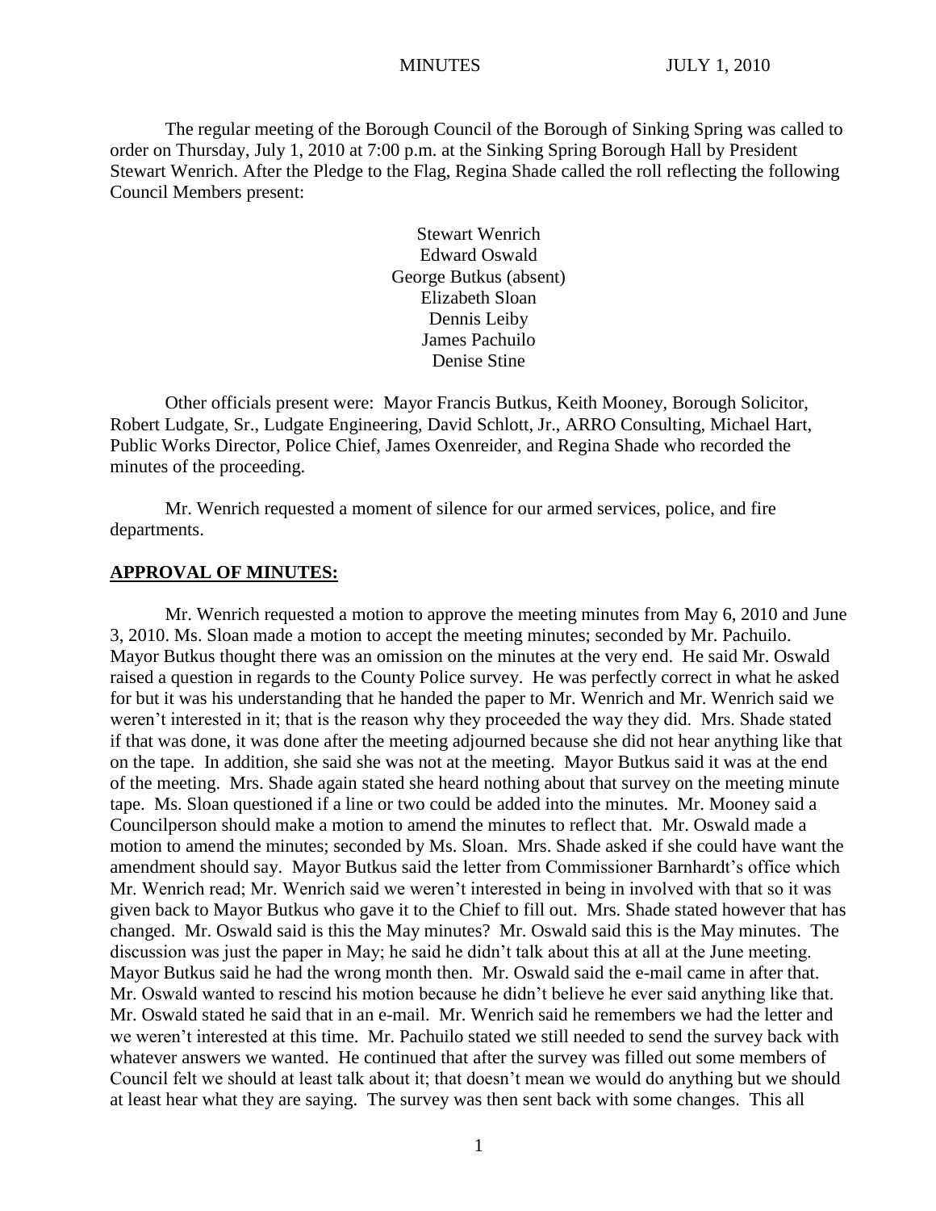MINUTES JULY 1, 2010

The regular meeting of the Borough Council of the Borough of Sinking Spring was called to order on Thursday, July 1, 2010 at 7:00 p.m. at the Sinking Spring Borough Hall by President Stewart Wenrich. After the Pledge to the Flag, Regina Shade called the roll reflecting the following Council Members present:

Stewart Wenrich
Edward Oswald
George Butkus (absent)
Elizabeth Sloan
Dennis Leiby
James Pachuilo
Denise Stine

Other officials present were: Mayor Francis Butkus, Keith Mooney, Borough Solicitor, Robert Ludgate, Sr., Ludgate Engineering, David Schlott, Jr., ARRO Consulting, Michael Hart, Public Works Director, Police Chief, James Oxenreider, and Regina Shade who recorded the minutes of the proceeding.

Mr. Wenrich requested a moment of silence for our armed services, police, and fire departments.

## APPROVAL OF MINUTES:

Mr. Wenrich requested a motion to approve the meeting minutes from May 6, 2010 and June 3, 2010. Ms. Sloan made a motion to accept the meeting minutes; seconded by Mr. Pachuilo. Mayor Butkus thought there was an omission on the minutes at the very end. He said Mr. Oswald raised a question in regards to the County Police survey. He was perfectly correct in what he asked for but it was his understanding that he handed the paper to Mr. Wenrich and Mr. Wenrich said we weren't interested in it; that is the reason why they proceeded the way they did. Mrs. Shade stated if that was done, it was done after the meeting adjourned because she did not hear anything like that on the tape. In addition, she said she was not at the meeting. Mayor Butkus said it was at the end of the meeting. Mrs. Shade again stated she heard nothing about that survey on the meeting minute tape. Ms. Sloan questioned if a line or two could be added into the minutes. Mr. Mooney said a Councilperson should make a motion to amend the minutes to reflect that. Mr. Oswald made a motion to amend the minutes; seconded by Ms. Sloan. Mrs. Shade asked if she could have want the amendment should say. Mayor Butkus said the letter from Commissioner Barnhardt's office which Mr. Wenrich read; Mr. Wenrich said we weren't interested in being in involved with that so it was given back to Mayor Butkus who gave it to the Chief to fill out. Mrs. Shade stated however that has changed. Mr. Oswald said is this the May minutes? Mr. Oswald said this is the May minutes. The discussion was just the paper in May; he said he didn't talk about this at all at the June meeting. Mayor Butkus said he had the wrong month then. Mr. Oswald said the e-mail came in after that. Mr. Oswald wanted to rescind his motion because he didn't believe he ever said anything like that. Mr. Oswald stated he said that in an e-mail. Mr. Wenrich said he remembers we had the letter and we weren't interested at this time. Mr. Pachuilo stated we still needed to send the survey back with whatever answers we wanted. He continued that after the survey was filled out some members of Council felt we should at least talk about it; that doesn't mean we would do anything but we should at least hear what they are saying. The survey was then sent back with some changes. This all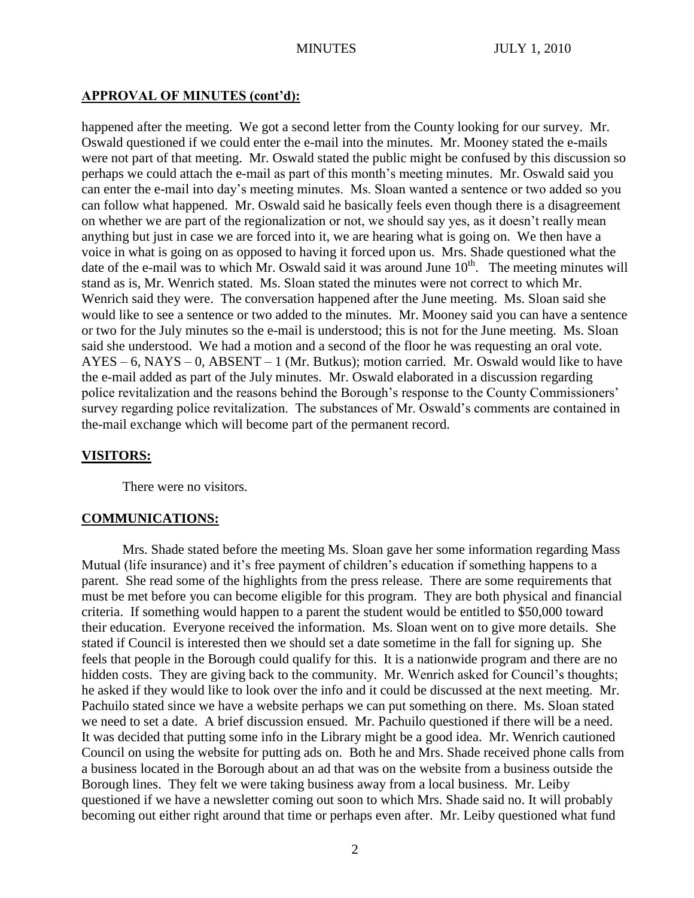## APPROVAL OF MINUTES (cont'd):

happened after the meeting. We got a second letter from the County looking for our survey. Mr. Oswald questioned if we could enter the e-mail into the minutes. Mr. Mooney stated the e-mails were not part of that meeting. Mr. Oswald stated the public might be confused by this discussion so perhaps we could attach the e-mail as part of this month's meeting minutes. Mr. Oswald said you can enter the e-mail into day's meeting minutes. Ms. Sloan wanted a sentence or two added so you can follow what happened. Mr. Oswald said he basically feels even though there is a disagreement on whether we are part of the regionalization or not, we should say yes, as it doesn't really mean anything but just in case we are forced into it, we are hearing what is going on. We then have a voice in what is going on as opposed to having it forced upon us. Mrs. Shade questioned what the date of the e-mail was to which Mr. Oswald said it was around June 10th. The meeting minutes will stand as is, Mr. Wenrich stated. Ms. Sloan stated the minutes were not correct to which Mr. Wenrich said they were. The conversation happened after the June meeting. Ms. Sloan said she would like to see a sentence or two added to the minutes. Mr. Mooney said you can have a sentence or two for the July minutes so the e-mail is understood; this is not for the June meeting. Ms. Sloan said she understood. We had a motion and a second of the floor he was requesting an oral vote. AYES – 6, NAYS – 0, ABSENT – 1 (Mr. Butkus); motion carried. Mr. Oswald would like to have the e-mail added as part of the July minutes. Mr. Oswald elaborated in a discussion regarding police revitalization and the reasons behind the Borough's response to the County Commissioners' survey regarding police revitalization. The substances of Mr. Oswald's comments are contained in the-mail exchange which will become part of the permanent record.

## VISITORS:

There were no visitors.

## COMMUNICATIONS:

Mrs. Shade stated before the meeting Ms. Sloan gave her some information regarding Mass Mutual (life insurance) and it's free payment of children's education if something happens to a parent. She read some of the highlights from the press release. There are some requirements that must be met before you can become eligible for this program. They are both physical and financial criteria. If something would happen to a parent the student would be entitled to $50,000 toward their education. Everyone received the information. Ms. Sloan went on to give more details. She stated if Council is interested then we should set a date sometime in the fall for signing up. She feels that people in the Borough could qualify for this. It is a nationwide program and there are no hidden costs. They are giving back to the community. Mr. Wenrich asked for Council's thoughts; he asked if they would like to look over the info and it could be discussed at the next meeting. Mr. Pachuilo stated since we have a website perhaps we can put something on there. Ms. Sloan stated we need to set a date. A brief discussion ensued. Mr. Pachuilo questioned if there will be a need. It was decided that putting some info in the Library might be a good idea. Mr. Wenrich cautioned Council on using the website for putting ads on. Both he and Mrs. Shade received phone calls from a business located in the Borough about an ad that was on the website from a business outside the Borough lines. They felt we were taking business away from a local business. Mr. Leiby questioned if we have a newsletter coming out soon to which Mrs. Shade said no. It will probably becoming out either right around that time or perhaps even after. Mr. Leiby questioned what fund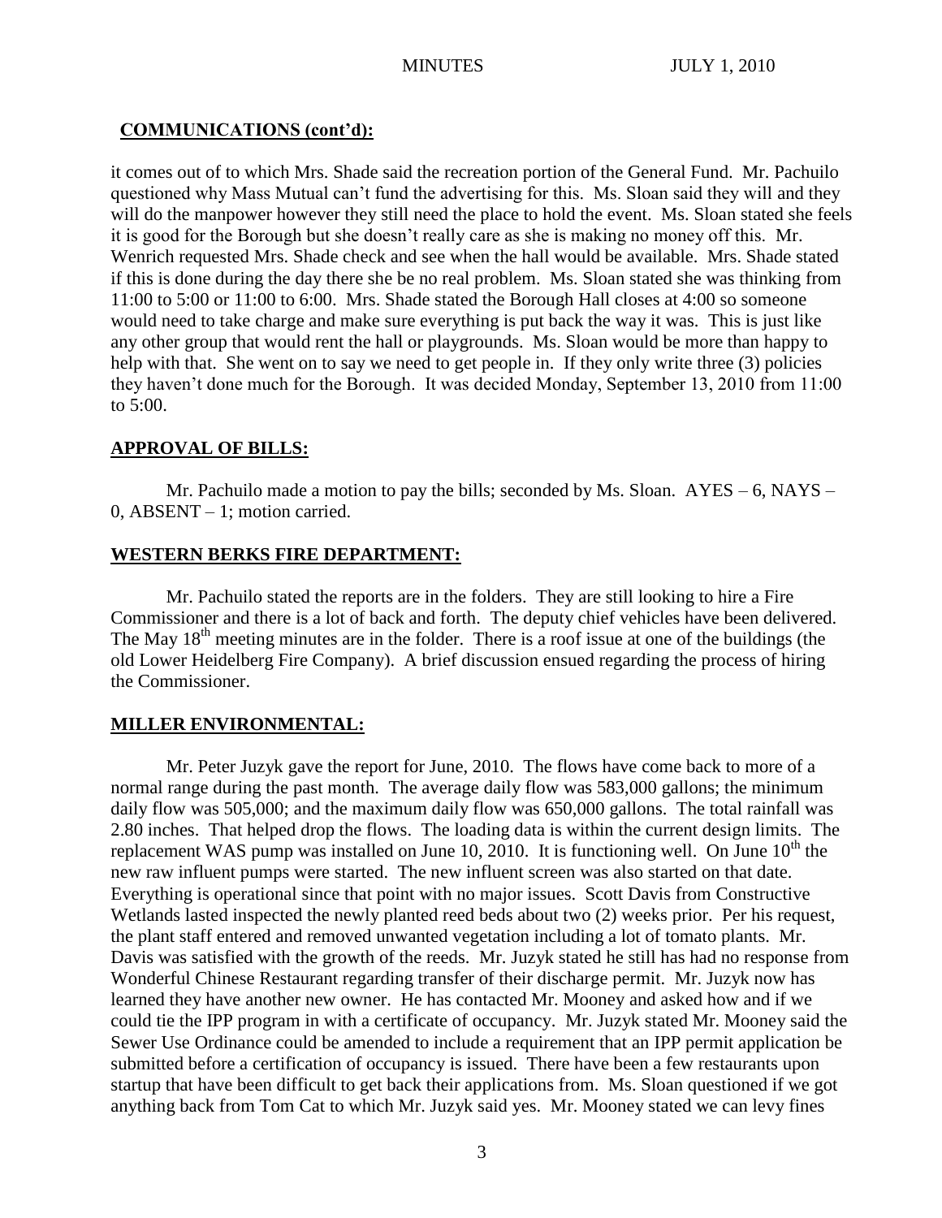## COMMUNICATIONS (cont'd):

it comes out of to which Mrs. Shade said the recreation portion of the General Fund. Mr. Pachuilo questioned why Mass Mutual can't fund the advertising for this. Ms. Sloan said they will and they will do the manpower however they still need the place to hold the event. Ms. Sloan stated she feels it is good for the Borough but she doesn't really care as she is making no money off this. Mr. Wenrich requested Mrs. Shade check and see when the hall would be available. Mrs. Shade stated if this is done during the day there she be no real problem. Ms. Sloan stated she was thinking from 11:00 to 5:00 or 11:00 to 6:00. Mrs. Shade stated the Borough Hall closes at 4:00 so someone would need to take charge and make sure everything is put back the way it was. This is just like any other group that would rent the hall or playgrounds. Ms. Sloan would be more than happy to help with that. She went on to say we need to get people in. If they only write three (3) policies they haven't done much for the Borough. It was decided Monday, September 13, 2010 from 11:00 to 5:00.

## APPROVAL OF BILLS:

Mr. Pachuilo made a motion to pay the bills; seconded by Ms. Sloan. AYES – 6, NAYS – 0, ABSENT – 1; motion carried.

## WESTERN BERKS FIRE DEPARTMENT:

Mr. Pachuilo stated the reports are in the folders. They are still looking to hire a Fire Commissioner and there is a lot of back and forth. The deputy chief vehicles have been delivered. The May 18th meeting minutes are in the folder. There is a roof issue at one of the buildings (the old Lower Heidelberg Fire Company). A brief discussion ensued regarding the process of hiring the Commissioner.

## MILLER ENVIRONMENTAL:

Mr. Peter Juzyk gave the report for June, 2010. The flows have come back to more of a normal range during the past month. The average daily flow was 583,000 gallons; the minimum daily flow was 505,000; and the maximum daily flow was 650,000 gallons. The total rainfall was 2.80 inches. That helped drop the flows. The loading data is within the current design limits. The replacement WAS pump was installed on June 10, 2010. It is functioning well. On June 10th the new raw influent pumps were started. The new influent screen was also started on that date. Everything is operational since that point with no major issues. Scott Davis from Constructive Wetlands lasted inspected the newly planted reed beds about two (2) weeks prior. Per his request, the plant staff entered and removed unwanted vegetation including a lot of tomato plants. Mr. Davis was satisfied with the growth of the reeds. Mr. Juzyk stated he still has had no response from Wonderful Chinese Restaurant regarding transfer of their discharge permit. Mr. Juzyk now has learned they have another new owner. He has contacted Mr. Mooney and asked how and if we could tie the IPP program in with a certificate of occupancy. Mr. Juzyk stated Mr. Mooney said the Sewer Use Ordinance could be amended to include a requirement that an IPP permit application be submitted before a certification of occupancy is issued. There have been a few restaurants upon startup that have been difficult to get back their applications from. Ms. Sloan questioned if we got anything back from Tom Cat to which Mr. Juzyk said yes. Mr. Mooney stated we can levy fines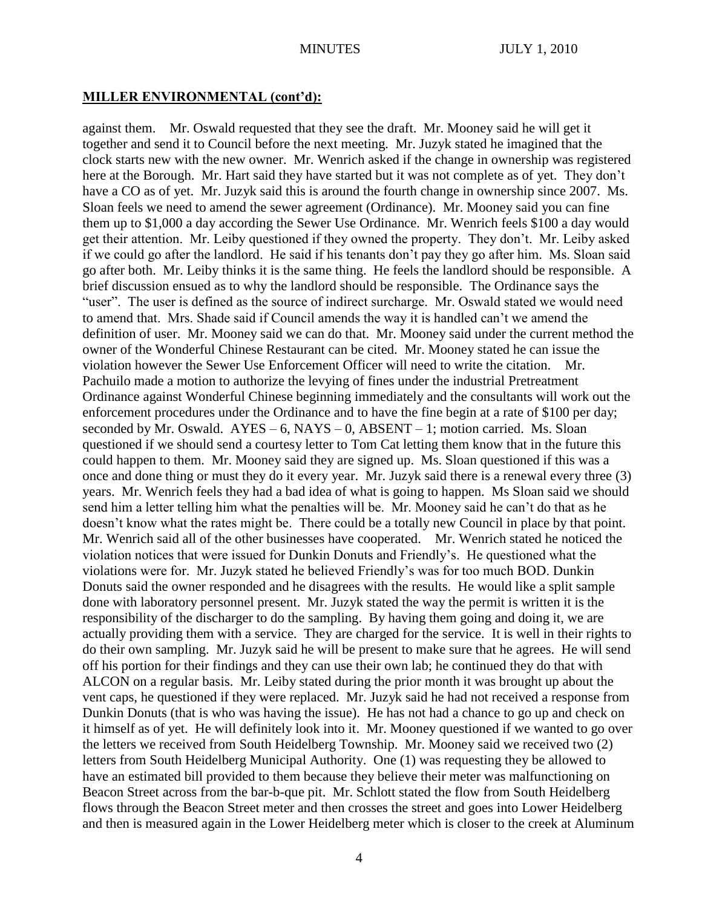## MILLER ENVIRONMENTAL (cont'd):

against them. Mr. Oswald requested that they see the draft. Mr. Mooney said he will get it together and send it to Council before the next meeting. Mr. Juzyk stated he imagined that the clock starts new with the new owner. Mr. Wenrich asked if the change in ownership was registered here at the Borough. Mr. Hart said they have started but it was not complete as of yet. They don't have a CO as of yet. Mr. Juzyk said this is around the fourth change in ownership since 2007. Ms. Sloan feels we need to amend the sewer agreement (Ordinance). Mr. Mooney said you can fine them up to $1,000 a day according the Sewer Use Ordinance. Mr. Wenrich feels $100 a day would get their attention. Mr. Leiby questioned if they owned the property. They don't. Mr. Leiby asked if we could go after the landlord. He said if his tenants don't pay they go after him. Ms. Sloan said go after both. Mr. Leiby thinks it is the same thing. He feels the landlord should be responsible. A brief discussion ensued as to why the landlord should be responsible. The Ordinance says the "user". The user is defined as the source of indirect surcharge. Mr. Oswald stated we would need to amend that. Mrs. Shade said if Council amends the way it is handled can't we amend the definition of user. Mr. Mooney said we can do that. Mr. Mooney said under the current method the owner of the Wonderful Chinese Restaurant can be cited. Mr. Mooney stated he can issue the violation however the Sewer Use Enforcement Officer will need to write the citation. Mr. Pachuilo made a motion to authorize the levying of fines under the industrial Pretreatment Ordinance against Wonderful Chinese beginning immediately and the consultants will work out the enforcement procedures under the Ordinance and to have the fine begin at a rate of $100 per day; seconded by Mr. Oswald. AYES – 6, NAYS – 0, ABSENT – 1; motion carried. Ms. Sloan questioned if we should send a courtesy letter to Tom Cat letting them know that in the future this could happen to them. Mr. Mooney said they are signed up. Ms. Sloan questioned if this was a once and done thing or must they do it every year. Mr. Juzyk said there is a renewal every three (3) years. Mr. Wenrich feels they had a bad idea of what is going to happen. Ms Sloan said we should send him a letter telling him what the penalties will be. Mr. Mooney said he can't do that as he doesn't know what the rates might be. There could be a totally new Council in place by that point. Mr. Wenrich said all of the other businesses have cooperated. Mr. Wenrich stated he noticed the violation notices that were issued for Dunkin Donuts and Friendly's. He questioned what the violations were for. Mr. Juzyk stated he believed Friendly's was for too much BOD. Dunkin Donuts said the owner responded and he disagrees with the results. He would like a split sample done with laboratory personnel present. Mr. Juzyk stated the way the permit is written it is the responsibility of the discharger to do the sampling. By having them going and doing it, we are actually providing them with a service. They are charged for the service. It is well in their rights to do their own sampling. Mr. Juzyk said he will be present to make sure that he agrees. He will send off his portion for their findings and they can use their own lab; he continued they do that with ALCON on a regular basis. Mr. Leiby stated during the prior month it was brought up about the vent caps, he questioned if they were replaced. Mr. Juzyk said he had not received a response from Dunkin Donuts (that is who was having the issue). He has not had a chance to go up and check on it himself as of yet. He will definitely look into it. Mr. Mooney questioned if we wanted to go over the letters we received from South Heidelberg Township. Mr. Mooney said we received two (2) letters from South Heidelberg Municipal Authority. One (1) was requesting they be allowed to have an estimated bill provided to them because they believe their meter was malfunctioning on Beacon Street across from the bar-b-que pit. Mr. Schlott stated the flow from South Heidelberg flows through the Beacon Street meter and then crosses the street and goes into Lower Heidelberg and then is measured again in the Lower Heidelberg meter which is closer to the creek at Aluminum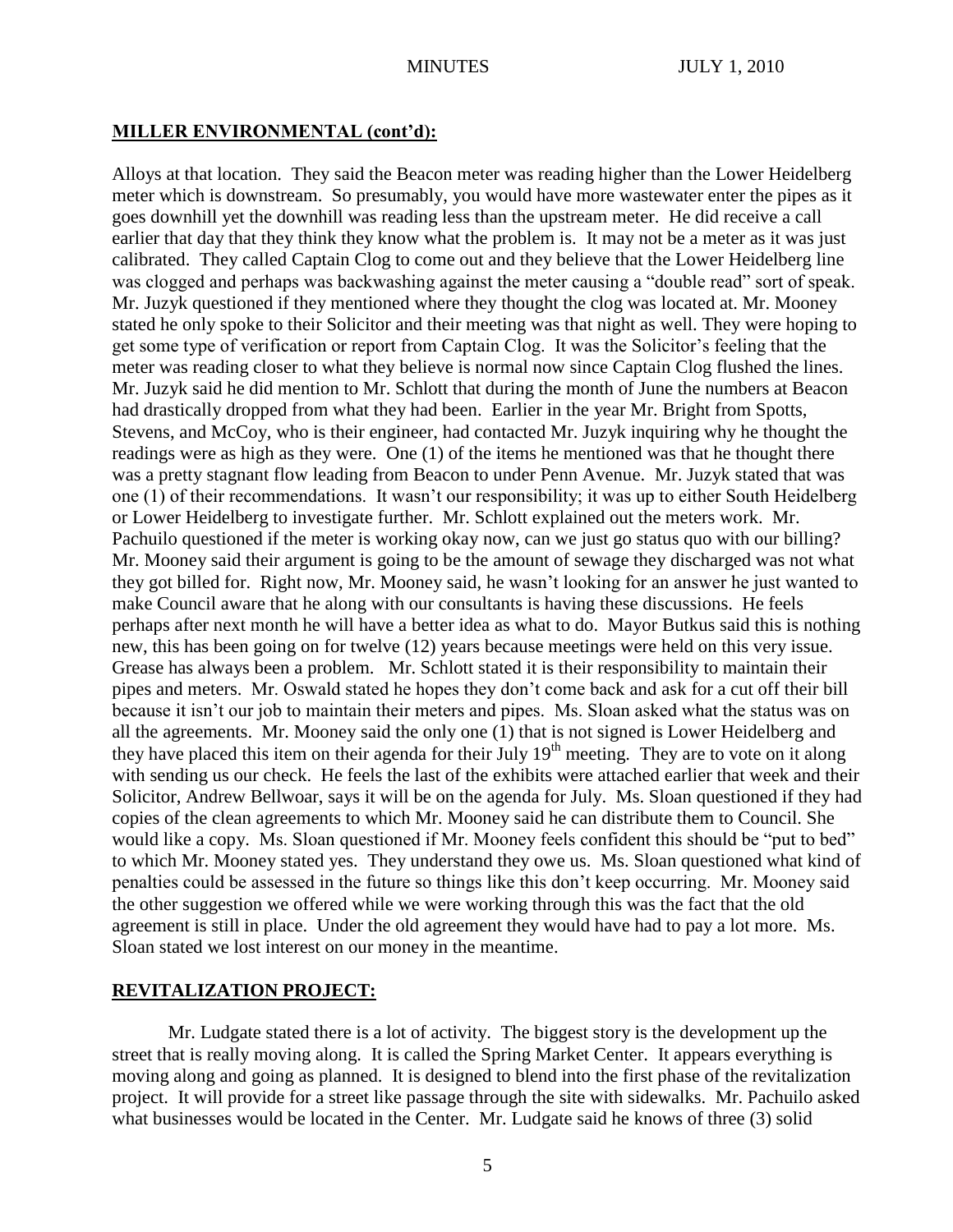## MILLER ENVIRONMENTAL (cont'd):

Alloys at that location. They said the Beacon meter was reading higher than the Lower Heidelberg meter which is downstream. So presumably, you would have more wastewater enter the pipes as it goes downhill yet the downhill was reading less than the upstream meter. He did receive a call earlier that day that they think they know what the problem is. It may not be a meter as it was just calibrated. They called Captain Clog to come out and they believe that the Lower Heidelberg line was clogged and perhaps was backwashing against the meter causing a "double read" sort of speak. Mr. Juzyk questioned if they mentioned where they thought the clog was located at. Mr. Mooney stated he only spoke to their Solicitor and their meeting was that night as well. They were hoping to get some type of verification or report from Captain Clog. It was the Solicitor's feeling that the meter was reading closer to what they believe is normal now since Captain Clog flushed the lines. Mr. Juzyk said he did mention to Mr. Schlott that during the month of June the numbers at Beacon had drastically dropped from what they had been. Earlier in the year Mr. Bright from Spotts, Stevens, and McCoy, who is their engineer, had contacted Mr. Juzyk inquiring why he thought the readings were as high as they were. One (1) of the items he mentioned was that he thought there was a pretty stagnant flow leading from Beacon to under Penn Avenue. Mr. Juzyk stated that was one (1) of their recommendations. It wasn't our responsibility; it was up to either South Heidelberg or Lower Heidelberg to investigate further. Mr. Schlott explained out the meters work. Mr. Pachuilo questioned if the meter is working okay now, can we just go status quo with our billing? Mr. Mooney said their argument is going to be the amount of sewage they discharged was not what they got billed for. Right now, Mr. Mooney said, he wasn't looking for an answer he just wanted to make Council aware that he along with our consultants is having these discussions. He feels perhaps after next month he will have a better idea as what to do. Mayor Butkus said this is nothing new, this has been going on for twelve (12) years because meetings were held on this very issue. Grease has always been a problem. Mr. Schlott stated it is their responsibility to maintain their pipes and meters. Mr. Oswald stated he hopes they don't come back and ask for a cut off their bill because it isn't our job to maintain their meters and pipes. Ms. Sloan asked what the status was on all the agreements. Mr. Mooney said the only one (1) that is not signed is Lower Heidelberg and they have placed this item on their agenda for their July 19th meeting. They are to vote on it along with sending us our check. He feels the last of the exhibits were attached earlier that week and their Solicitor, Andrew Bellwoar, says it will be on the agenda for July. Ms. Sloan questioned if they had copies of the clean agreements to which Mr. Mooney said he can distribute them to Council. She would like a copy. Ms. Sloan questioned if Mr. Mooney feels confident this should be "put to bed" to which Mr. Mooney stated yes. They understand they owe us. Ms. Sloan questioned what kind of penalties could be assessed in the future so things like this don't keep occurring. Mr. Mooney said the other suggestion we offered while we were working through this was the fact that the old agreement is still in place. Under the old agreement they would have had to pay a lot more. Ms. Sloan stated we lost interest on our money in the meantime.

## REVITALIZATION PROJECT:

Mr. Ludgate stated there is a lot of activity. The biggest story is the development up the street that is really moving along. It is called the Spring Market Center. It appears everything is moving along and going as planned. It is designed to blend into the first phase of the revitalization project. It will provide for a street like passage through the site with sidewalks. Mr. Pachuilo asked what businesses would be located in the Center. Mr. Ludgate said he knows of three (3) solid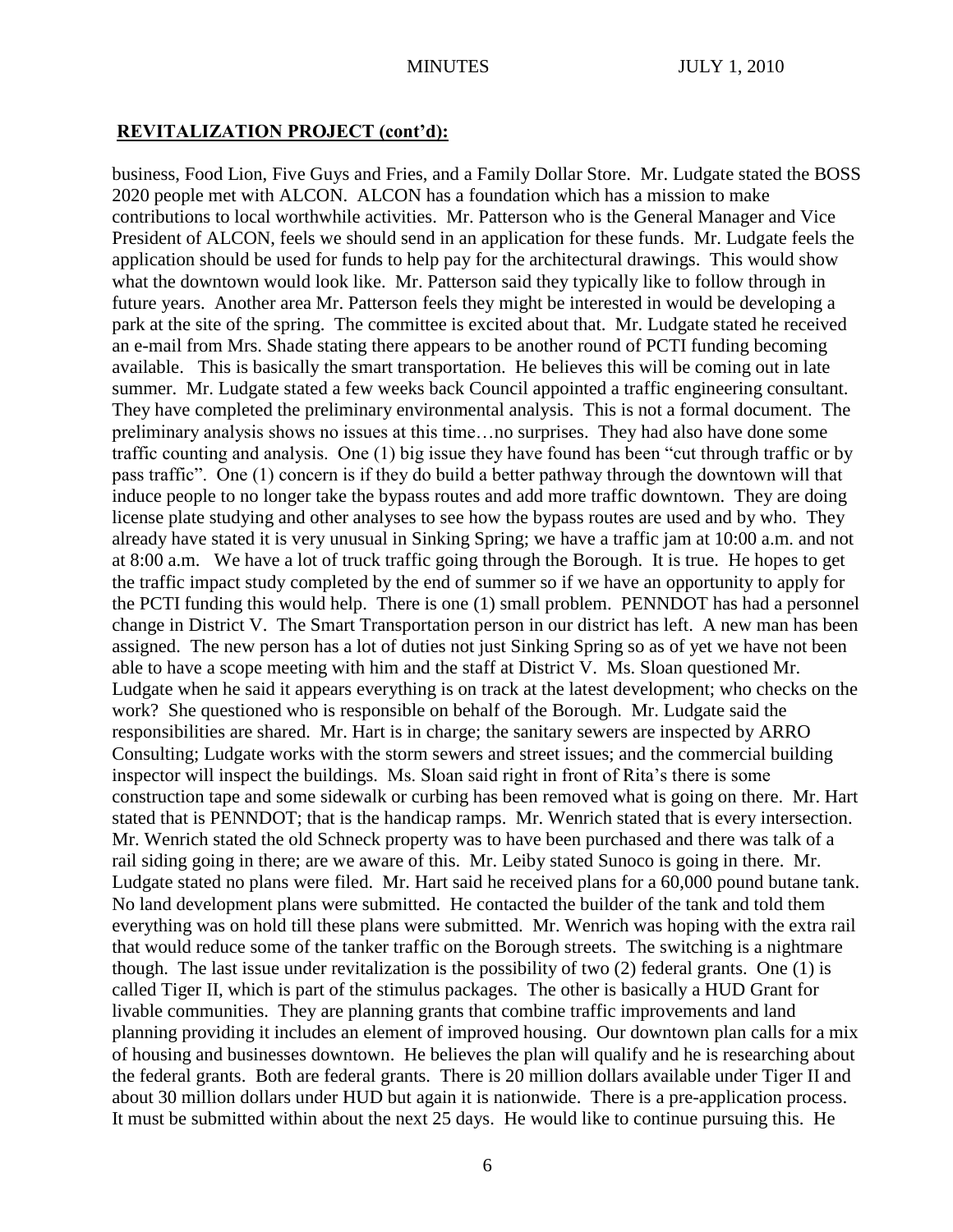## REVITALIZATION PROJECT (cont'd):

business, Food Lion, Five Guys and Fries, and a Family Dollar Store. Mr. Ludgate stated the BOSS 2020 people met with ALCON. ALCON has a foundation which has a mission to make contributions to local worthwhile activities. Mr. Patterson who is the General Manager and Vice President of ALCON, feels we should send in an application for these funds. Mr. Ludgate feels the application should be used for funds to help pay for the architectural drawings. This would show what the downtown would look like. Mr. Patterson said they typically like to follow through in future years. Another area Mr. Patterson feels they might be interested in would be developing a park at the site of the spring. The committee is excited about that. Mr. Ludgate stated he received an e-mail from Mrs. Shade stating there appears to be another round of PCTI funding becoming available. This is basically the smart transportation. He believes this will be coming out in late summer. Mr. Ludgate stated a few weeks back Council appointed a traffic engineering consultant. They have completed the preliminary environmental analysis. This is not a formal document. The preliminary analysis shows no issues at this time…no surprises. They had also have done some traffic counting and analysis. One (1) big issue they have found has been "cut through traffic or by pass traffic". One (1) concern is if they do build a better pathway through the downtown will that induce people to no longer take the bypass routes and add more traffic downtown. They are doing license plate studying and other analyses to see how the bypass routes are used and by who. They already have stated it is very unusual in Sinking Spring; we have a traffic jam at 10:00 a.m. and not at 8:00 a.m. We have a lot of truck traffic going through the Borough. It is true. He hopes to get the traffic impact study completed by the end of summer so if we have an opportunity to apply for the PCTI funding this would help. There is one (1) small problem. PENNDOT has had a personnel change in District V. The Smart Transportation person in our district has left. A new man has been assigned. The new person has a lot of duties not just Sinking Spring so as of yet we have not been able to have a scope meeting with him and the staff at District V. Ms. Sloan questioned Mr. Ludgate when he said it appears everything is on track at the latest development; who checks on the work? She questioned who is responsible on behalf of the Borough. Mr. Ludgate said the responsibilities are shared. Mr. Hart is in charge; the sanitary sewers are inspected by ARRO Consulting; Ludgate works with the storm sewers and street issues; and the commercial building inspector will inspect the buildings. Ms. Sloan said right in front of Rita's there is some construction tape and some sidewalk or curbing has been removed what is going on there. Mr. Hart stated that is PENNDOT; that is the handicap ramps. Mr. Wenrich stated that is every intersection. Mr. Wenrich stated the old Schneck property was to have been purchased and there was talk of a rail siding going in there; are we aware of this. Mr. Leiby stated Sunoco is going in there. Mr. Ludgate stated no plans were filed. Mr. Hart said he received plans for a 60,000 pound butane tank. No land development plans were submitted. He contacted the builder of the tank and told them everything was on hold till these plans were submitted. Mr. Wenrich was hoping with the extra rail that would reduce some of the tanker traffic on the Borough streets. The switching is a nightmare though. The last issue under revitalization is the possibility of two (2) federal grants. One (1) is called Tiger II, which is part of the stimulus packages. The other is basically a HUD Grant for livable communities. They are planning grants that combine traffic improvements and land planning providing it includes an element of improved housing. Our downtown plan calls for a mix of housing and businesses downtown. He believes the plan will qualify and he is researching about the federal grants. Both are federal grants. There is 20 million dollars available under Tiger II and about 30 million dollars under HUD but again it is nationwide. There is a pre-application process. It must be submitted within about the next 25 days. He would like to continue pursuing this. He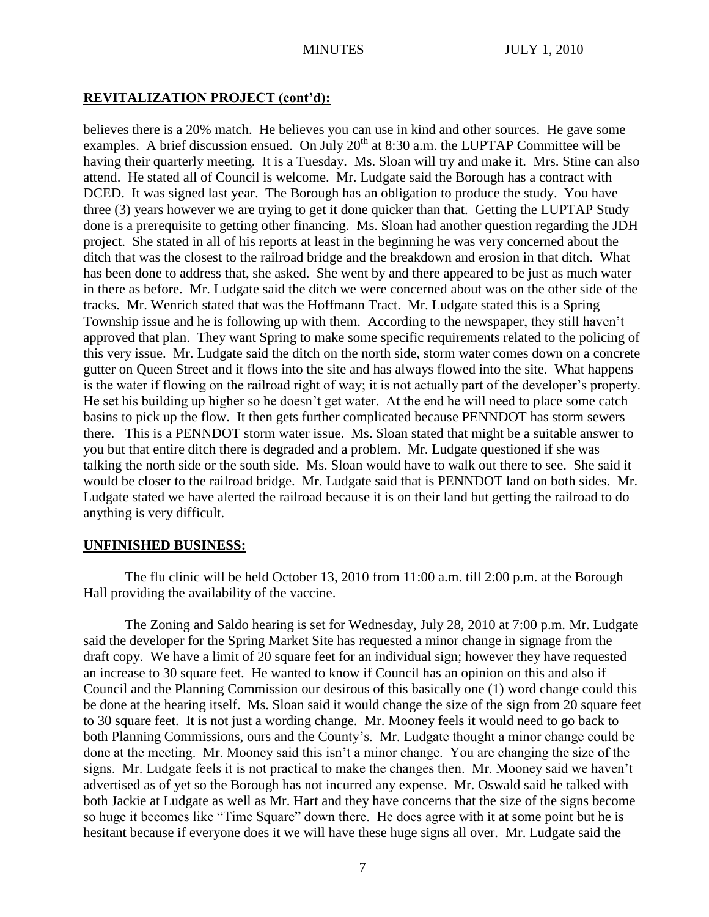## REVITALIZATION PROJECT (cont'd):

believes there is a 20% match. He believes you can use in kind and other sources. He gave some examples. A brief discussion ensued. On July 20th at 8:30 a.m. the LUPTAP Committee will be having their quarterly meeting. It is a Tuesday. Ms. Sloan will try and make it. Mrs. Stine can also attend. He stated all of Council is welcome. Mr. Ludgate said the Borough has a contract with DCED. It was signed last year. The Borough has an obligation to produce the study. You have three (3) years however we are trying to get it done quicker than that. Getting the LUPTAP Study done is a prerequisite to getting other financing. Ms. Sloan had another question regarding the JDH project. She stated in all of his reports at least in the beginning he was very concerned about the ditch that was the closest to the railroad bridge and the breakdown and erosion in that ditch. What has been done to address that, she asked. She went by and there appeared to be just as much water in there as before. Mr. Ludgate said the ditch we were concerned about was on the other side of the tracks. Mr. Wenrich stated that was the Hoffmann Tract. Mr. Ludgate stated this is a Spring Township issue and he is following up with them. According to the newspaper, they still haven't approved that plan. They want Spring to make some specific requirements related to the policing of this very issue. Mr. Ludgate said the ditch on the north side, storm water comes down on a concrete gutter on Queen Street and it flows into the site and has always flowed into the site. What happens is the water if flowing on the railroad right of way; it is not actually part of the developer's property. He set his building up higher so he doesn't get water. At the end he will need to place some catch basins to pick up the flow. It then gets further complicated because PENNDOT has storm sewers there. This is a PENNDOT storm water issue. Ms. Sloan stated that might be a suitable answer to you but that entire ditch there is degraded and a problem. Mr. Ludgate questioned if she was talking the north side or the south side. Ms. Sloan would have to walk out there to see. She said it would be closer to the railroad bridge. Mr. Ludgate said that is PENNDOT land on both sides. Mr. Ludgate stated we have alerted the railroad because it is on their land but getting the railroad to do anything is very difficult.

## UNFINISHED BUSINESS:

The flu clinic will be held October 13, 2010 from 11:00 a.m. till 2:00 p.m. at the Borough Hall providing the availability of the vaccine.

The Zoning and Saldo hearing is set for Wednesday, July 28, 2010 at 7:00 p.m. Mr. Ludgate said the developer for the Spring Market Site has requested a minor change in signage from the draft copy. We have a limit of 20 square feet for an individual sign; however they have requested an increase to 30 square feet. He wanted to know if Council has an opinion on this and also if Council and the Planning Commission our desirous of this basically one (1) word change could this be done at the hearing itself. Ms. Sloan said it would change the size of the sign from 20 square feet to 30 square feet. It is not just a wording change. Mr. Mooney feels it would need to go back to both Planning Commissions, ours and the County's. Mr. Ludgate thought a minor change could be done at the meeting. Mr. Mooney said this isn't a minor change. You are changing the size of the signs. Mr. Ludgate feels it is not practical to make the changes then. Mr. Mooney said we haven't advertised as of yet so the Borough has not incurred any expense. Mr. Oswald said he talked with both Jackie at Ludgate as well as Mr. Hart and they have concerns that the size of the signs become so huge it becomes like "Time Square" down there. He does agree with it at some point but he is hesitant because if everyone does it we will have these huge signs all over. Mr. Ludgate said the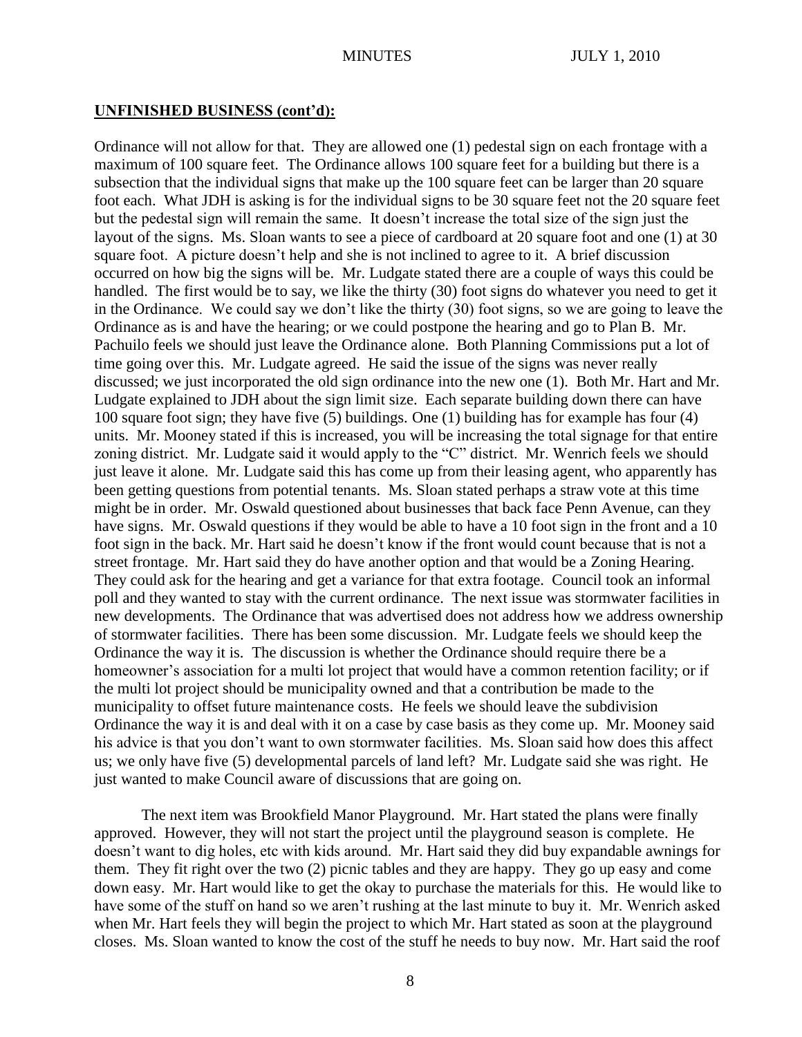**UNFINISHED BUSINESS (cont'd):**

Ordinance will not allow for that. They are allowed one (1) pedestal sign on each frontage with a maximum of 100 square feet. The Ordinance allows 100 square feet for a building but there is a subsection that the individual signs that make up the 100 square feet can be larger than 20 square foot each. What JDH is asking is for the individual signs to be 30 square feet not the 20 square feet but the pedestal sign will remain the same. It doesn't increase the total size of the sign just the layout of the signs. Ms. Sloan wants to see a piece of cardboard at 20 square foot and one (1) at 30 square foot. A picture doesn't help and she is not inclined to agree to it. A brief discussion occurred on how big the signs will be. Mr. Ludgate stated there are a couple of ways this could be handled. The first would be to say, we like the thirty (30) foot signs do whatever you need to get it in the Ordinance. We could say we don't like the thirty (30) foot signs, so we are going to leave the Ordinance as is and have the hearing; or we could postpone the hearing and go to Plan B. Mr. Pachuilo feels we should just leave the Ordinance alone. Both Planning Commissions put a lot of time going over this. Mr. Ludgate agreed. He said the issue of the signs was never really discussed; we just incorporated the old sign ordinance into the new one (1). Both Mr. Hart and Mr. Ludgate explained to JDH about the sign limit size. Each separate building down there can have 100 square foot sign; they have five (5) buildings. One (1) building has for example has four (4) units. Mr. Mooney stated if this is increased, you will be increasing the total signage for that entire zoning district. Mr. Ludgate said it would apply to the "C" district. Mr. Wenrich feels we should just leave it alone. Mr. Ludgate said this has come up from their leasing agent, who apparently has been getting questions from potential tenants. Ms. Sloan stated perhaps a straw vote at this time might be in order. Mr. Oswald questioned about businesses that back face Penn Avenue, can they have signs. Mr. Oswald questions if they would be able to have a 10 foot sign in the front and a 10 foot sign in the back. Mr. Hart said he doesn't know if the front would count because that is not a street frontage. Mr. Hart said they do have another option and that would be a Zoning Hearing. They could ask for the hearing and get a variance for that extra footage. Council took an informal poll and they wanted to stay with the current ordinance. The next issue was stormwater facilities in new developments. The Ordinance that was advertised does not address how we address ownership of stormwater facilities. There has been some discussion. Mr. Ludgate feels we should keep the Ordinance the way it is. The discussion is whether the Ordinance should require there be a homeowner's association for a multi lot project that would have a common retention facility; or if the multi lot project should be municipality owned and that a contribution be made to the municipality to offset future maintenance costs. He feels we should leave the subdivision Ordinance the way it is and deal with it on a case by case basis as they come up. Mr. Mooney said his advice is that you don't want to own stormwater facilities. Ms. Sloan said how does this affect us; we only have five (5) developmental parcels of land left? Mr. Ludgate said she was right. He just wanted to make Council aware of discussions that are going on.

The next item was Brookfield Manor Playground. Mr. Hart stated the plans were finally approved. However, they will not start the project until the playground season is complete. He doesn't want to dig holes, etc with kids around. Mr. Hart said they did buy expandable awnings for them. They fit right over the two (2) picnic tables and they are happy. They go up easy and come down easy. Mr. Hart would like to get the okay to purchase the materials for this. He would like to have some of the stuff on hand so we aren't rushing at the last minute to buy it. Mr. Wenrich asked when Mr. Hart feels they will begin the project to which Mr. Hart stated as soon at the playground closes. Ms. Sloan wanted to know the cost of the stuff he needs to buy now. Mr. Hart said the roof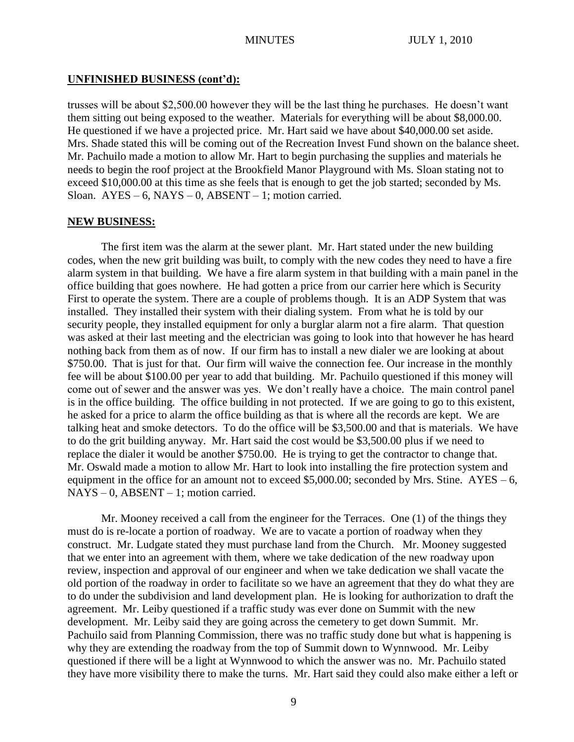## UNFINISHED BUSINESS (cont'd):

trusses will be about $2,500.00 however they will be the last thing he purchases. He doesn't want them sitting out being exposed to the weather. Materials for everything will be about $8,000.00. He questioned if we have a projected price. Mr. Hart said we have about $40,000.00 set aside. Mrs. Shade stated this will be coming out of the Recreation Invest Fund shown on the balance sheet. Mr. Pachuilo made a motion to allow Mr. Hart to begin purchasing the supplies and materials he needs to begin the roof project at the Brookfield Manor Playground with Ms. Sloan stating not to exceed $10,000.00 at this time as she feels that is enough to get the job started; seconded by Ms. Sloan. AYES – 6, NAYS – 0, ABSENT – 1; motion carried.

## NEW BUSINESS:

The first item was the alarm at the sewer plant. Mr. Hart stated under the new building codes, when the new grit building was built, to comply with the new codes they need to have a fire alarm system in that building. We have a fire alarm system in that building with a main panel in the office building that goes nowhere. He had gotten a price from our carrier here which is Security First to operate the system. There are a couple of problems though. It is an ADP System that was installed. They installed their system with their dialing system. From what he is told by our security people, they installed equipment for only a burglar alarm not a fire alarm. That question was asked at their last meeting and the electrician was going to look into that however he has heard nothing back from them as of now. If our firm has to install a new dialer we are looking at about $750.00. That is just for that. Our firm will waive the connection fee. Our increase in the monthly fee will be about $100.00 per year to add that building. Mr. Pachuilo questioned if this money will come out of sewer and the answer was yes. We don't really have a choice. The main control panel is in the office building. The office building in not protected. If we are going to go to this existent, he asked for a price to alarm the office building as that is where all the records are kept. We are talking heat and smoke detectors. To do the office will be $3,500.00 and that is materials. We have to do the grit building anyway. Mr. Hart said the cost would be $3,500.00 plus if we need to replace the dialer it would be another $750.00. He is trying to get the contractor to change that. Mr. Oswald made a motion to allow Mr. Hart to look into installing the fire protection system and equipment in the office for an amount not to exceed $5,000.00; seconded by Mrs. Stine. AYES – 6, NAYS – 0, ABSENT – 1; motion carried.

Mr. Mooney received a call from the engineer for the Terraces. One (1) of the things they must do is re-locate a portion of roadway. We are to vacate a portion of roadway when they construct. Mr. Ludgate stated they must purchase land from the Church. Mr. Mooney suggested that we enter into an agreement with them, where we take dedication of the new roadway upon review, inspection and approval of our engineer and when we take dedication we shall vacate the old portion of the roadway in order to facilitate so we have an agreement that they do what they are to do under the subdivision and land development plan. He is looking for authorization to draft the agreement. Mr. Leiby questioned if a traffic study was ever done on Summit with the new development. Mr. Leiby said they are going across the cemetery to get down Summit. Mr. Pachuilo said from Planning Commission, there was no traffic study done but what is happening is why they are extending the roadway from the top of Summit down to Wynnwood. Mr. Leiby questioned if there will be a light at Wynnwood to which the answer was no. Mr. Pachuilo stated they have more visibility there to make the turns. Mr. Hart said they could also make either a left or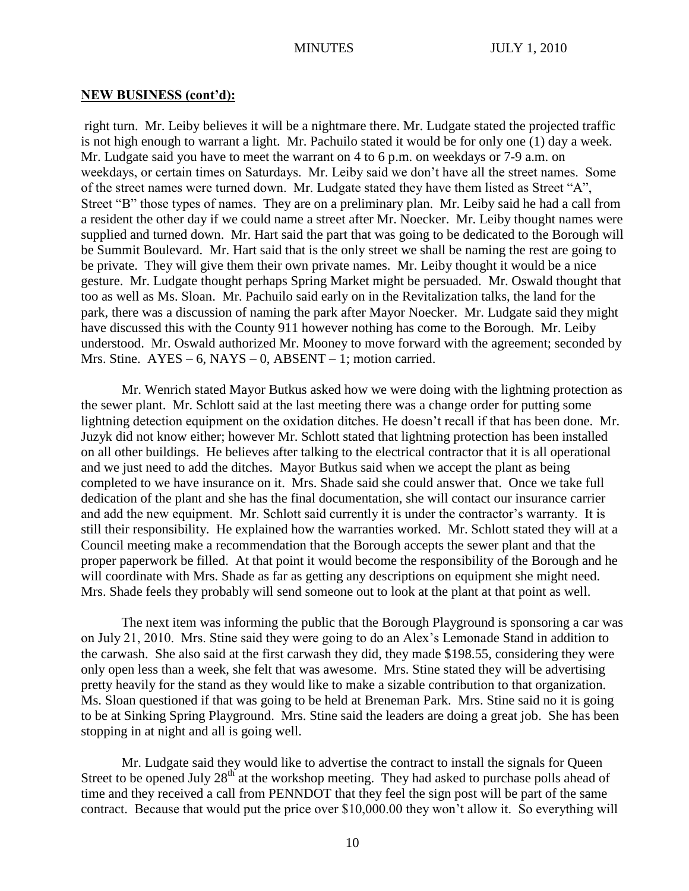**NEW BUSINESS (cont'd):**

right turn. Mr. Leiby believes it will be a nightmare there. Mr. Ludgate stated the projected traffic is not high enough to warrant a light. Mr. Pachuilo stated it would be for only one (1) day a week. Mr. Ludgate said you have to meet the warrant on 4 to 6 p.m. on weekdays or 7-9 a.m. on weekdays, or certain times on Saturdays. Mr. Leiby said we don't have all the street names. Some of the street names were turned down. Mr. Ludgate stated they have them listed as Street "A", Street "B" those types of names. They are on a preliminary plan. Mr. Leiby said he had a call from a resident the other day if we could name a street after Mr. Noecker. Mr. Leiby thought names were supplied and turned down. Mr. Hart said the part that was going to be dedicated to the Borough will be Summit Boulevard. Mr. Hart said that is the only street we shall be naming the rest are going to be private. They will give them their own private names. Mr. Leiby thought it would be a nice gesture. Mr. Ludgate thought perhaps Spring Market might be persuaded. Mr. Oswald thought that too as well as Ms. Sloan. Mr. Pachuilo said early on in the Revitalization talks, the land for the park, there was a discussion of naming the park after Mayor Noecker. Mr. Ludgate said they might have discussed this with the County 911 however nothing has come to the Borough. Mr. Leiby understood. Mr. Oswald authorized Mr. Mooney to move forward with the agreement; seconded by Mrs. Stine. AYES – 6, NAYS – 0, ABSENT – 1; motion carried.

Mr. Wenrich stated Mayor Butkus asked how we were doing with the lightning protection as the sewer plant. Mr. Schlott said at the last meeting there was a change order for putting some lightning detection equipment on the oxidation ditches. He doesn't recall if that has been done. Mr. Juzyk did not know either; however Mr. Schlott stated that lightning protection has been installed on all other buildings. He believes after talking to the electrical contractor that it is all operational and we just need to add the ditches. Mayor Butkus said when we accept the plant as being completed to we have insurance on it. Mrs. Shade said she could answer that. Once we take full dedication of the plant and she has the final documentation, she will contact our insurance carrier and add the new equipment. Mr. Schlott said currently it is under the contractor's warranty. It is still their responsibility. He explained how the warranties worked. Mr. Schlott stated they will at a Council meeting make a recommendation that the Borough accepts the sewer plant and that the proper paperwork be filled. At that point it would become the responsibility of the Borough and he will coordinate with Mrs. Shade as far as getting any descriptions on equipment she might need. Mrs. Shade feels they probably will send someone out to look at the plant at that point as well.

The next item was informing the public that the Borough Playground is sponsoring a car was on July 21, 2010. Mrs. Stine said they were going to do an Alex's Lemonade Stand in addition to the carwash. She also said at the first carwash they did, they made $198.55, considering they were only open less than a week, she felt that was awesome. Mrs. Stine stated they will be advertising pretty heavily for the stand as they would like to make a sizable contribution to that organization. Ms. Sloan questioned if that was going to be held at Breneman Park. Mrs. Stine said no it is going to be at Sinking Spring Playground. Mrs. Stine said the leaders are doing a great job. She has been stopping in at night and all is going well.

Mr. Ludgate said they would like to advertise the contract to install the signals for Queen Street to be opened July 28th at the workshop meeting. They had asked to purchase polls ahead of time and they received a call from PENNDOT that they feel the sign post will be part of the same contract. Because that would put the price over $10,000.00 they won't allow it. So everything will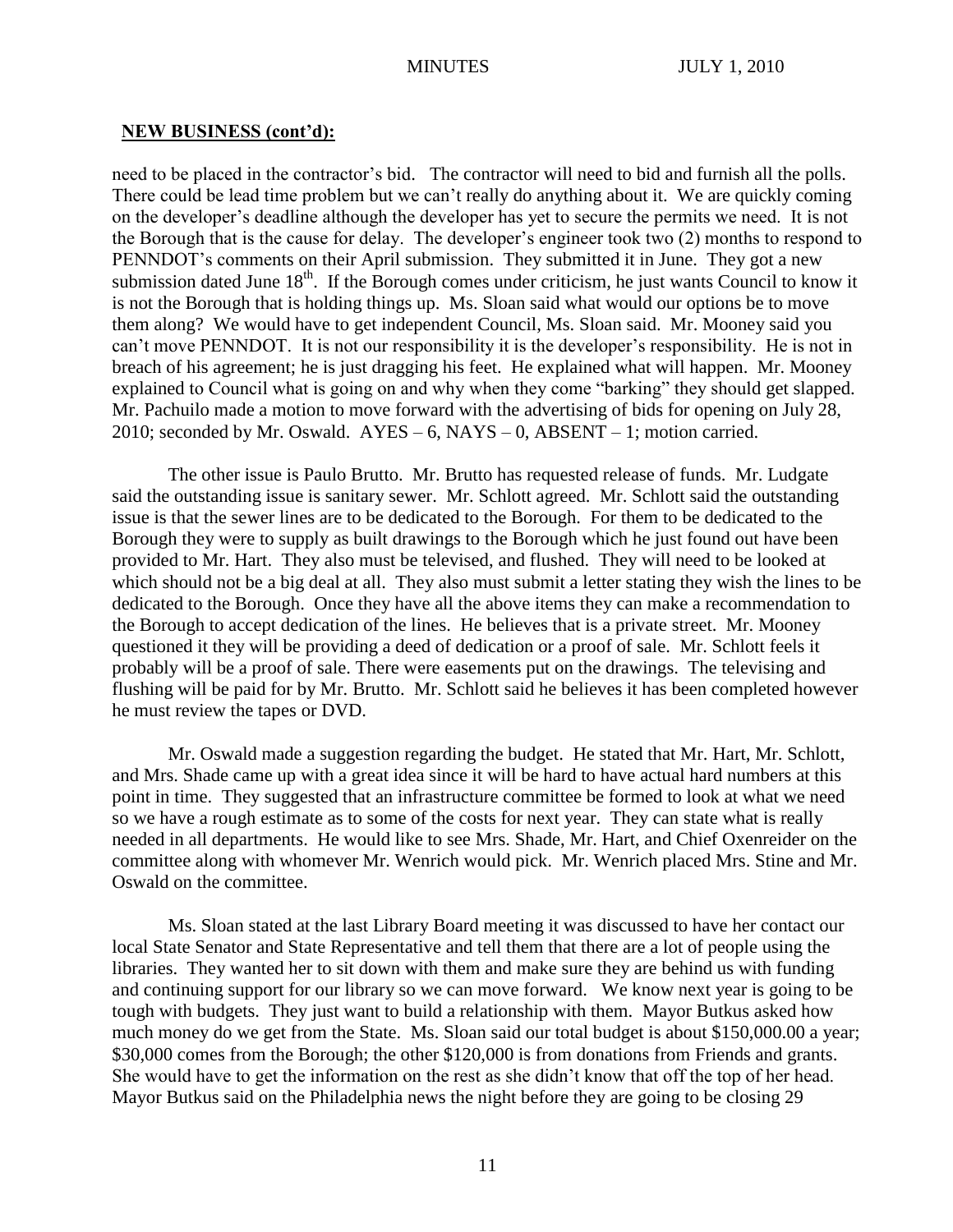**NEW BUSINESS (cont'd):**

need to be placed in the contractor's bid. The contractor will need to bid and furnish all the polls. There could be lead time problem but we can't really do anything about it. We are quickly coming on the developer's deadline although the developer has yet to secure the permits we need. It is not the Borough that is the cause for delay. The developer's engineer took two (2) months to respond to PENNDOT's comments on their April submission. They submitted it in June. They got a new submission dated June 18th. If the Borough comes under criticism, he just wants Council to know it is not the Borough that is holding things up. Ms. Sloan said what would our options be to move them along? We would have to get independent Council, Ms. Sloan said. Mr. Mooney said you can't move PENNDOT. It is not our responsibility it is the developer's responsibility. He is not in breach of his agreement; he is just dragging his feet. He explained what will happen. Mr. Mooney explained to Council what is going on and why when they come "barking" they should get slapped. Mr. Pachuilo made a motion to move forward with the advertising of bids for opening on July 28, 2010; seconded by Mr. Oswald. AYES – 6, NAYS – 0, ABSENT – 1; motion carried.

The other issue is Paulo Brutto. Mr. Brutto has requested release of funds. Mr. Ludgate said the outstanding issue is sanitary sewer. Mr. Schlott agreed. Mr. Schlott said the outstanding issue is that the sewer lines are to be dedicated to the Borough. For them to be dedicated to the Borough they were to supply as built drawings to the Borough which he just found out have been provided to Mr. Hart. They also must be televised, and flushed. They will need to be looked at which should not be a big deal at all. They also must submit a letter stating they wish the lines to be dedicated to the Borough. Once they have all the above items they can make a recommendation to the Borough to accept dedication of the lines. He believes that is a private street. Mr. Mooney questioned it they will be providing a deed of dedication or a proof of sale. Mr. Schlott feels it probably will be a proof of sale. There were easements put on the drawings. The televising and flushing will be paid for by Mr. Brutto. Mr. Schlott said he believes it has been completed however he must review the tapes or DVD.

Mr. Oswald made a suggestion regarding the budget. He stated that Mr. Hart, Mr. Schlott, and Mrs. Shade came up with a great idea since it will be hard to have actual hard numbers at this point in time. They suggested that an infrastructure committee be formed to look at what we need so we have a rough estimate as to some of the costs for next year. They can state what is really needed in all departments. He would like to see Mrs. Shade, Mr. Hart, and Chief Oxenreider on the committee along with whomever Mr. Wenrich would pick. Mr. Wenrich placed Mrs. Stine and Mr. Oswald on the committee.

Ms. Sloan stated at the last Library Board meeting it was discussed to have her contact our local State Senator and State Representative and tell them that there are a lot of people using the libraries. They wanted her to sit down with them and make sure they are behind us with funding and continuing support for our library so we can move forward. We know next year is going to be tough with budgets. They just want to build a relationship with them. Mayor Butkus asked how much money do we get from the State. Ms. Sloan said our total budget is about $150,000.00 a year; $30,000 comes from the Borough; the other $120,000 is from donations from Friends and grants. She would have to get the information on the rest as she didn't know that off the top of her head. Mayor Butkus said on the Philadelphia news the night before they are going to be closing 29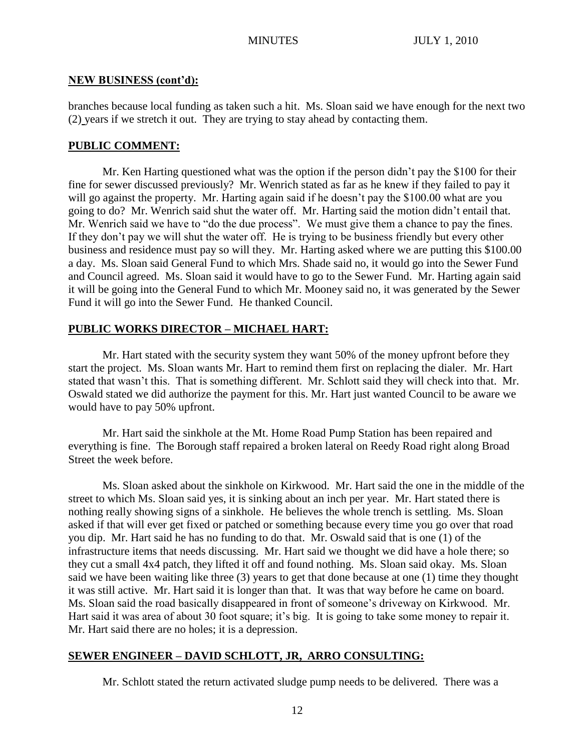## NEW BUSINESS (cont'd):

branches because local funding as taken such a hit. Ms. Sloan said we have enough for the next two (2) years if we stretch it out. They are trying to stay ahead by contacting them.

## PUBLIC COMMENT:

Mr. Ken Harting questioned what was the option if the person didn't pay the $100 for their fine for sewer discussed previously? Mr. Wenrich stated as far as he knew if they failed to pay it will go against the property. Mr. Harting again said if he doesn't pay the $100.00 what are you going to do? Mr. Wenrich said shut the water off. Mr. Harting said the motion didn't entail that. Mr. Wenrich said we have to "do the due process". We must give them a chance to pay the fines. If they don't pay we will shut the water off. He is trying to be business friendly but every other business and residence must pay so will they. Mr. Harting asked where we are putting this $100.00 a day. Ms. Sloan said General Fund to which Mrs. Shade said no, it would go into the Sewer Fund and Council agreed. Ms. Sloan said it would have to go to the Sewer Fund. Mr. Harting again said it will be going into the General Fund to which Mr. Mooney said no, it was generated by the Sewer Fund it will go into the Sewer Fund. He thanked Council.

## PUBLIC WORKS DIRECTOR – MICHAEL HART:

Mr. Hart stated with the security system they want 50% of the money upfront before they start the project. Ms. Sloan wants Mr. Hart to remind them first on replacing the dialer. Mr. Hart stated that wasn't this. That is something different. Mr. Schlott said they will check into that. Mr. Oswald stated we did authorize the payment for this. Mr. Hart just wanted Council to be aware we would have to pay 50% upfront.

Mr. Hart said the sinkhole at the Mt. Home Road Pump Station has been repaired and everything is fine. The Borough staff repaired a broken lateral on Reedy Road right along Broad Street the week before.

Ms. Sloan asked about the sinkhole on Kirkwood. Mr. Hart said the one in the middle of the street to which Ms. Sloan said yes, it is sinking about an inch per year. Mr. Hart stated there is nothing really showing signs of a sinkhole. He believes the whole trench is settling. Ms. Sloan asked if that will ever get fixed or patched or something because every time you go over that road you dip. Mr. Hart said he has no funding to do that. Mr. Oswald said that is one (1) of the infrastructure items that needs discussing. Mr. Hart said we thought we did have a hole there; so they cut a small 4x4 patch, they lifted it off and found nothing. Ms. Sloan said okay. Ms. Sloan said we have been waiting like three (3) years to get that done because at one (1) time they thought it was still active. Mr. Hart said it is longer than that. It was that way before he came on board. Ms. Sloan said the road basically disappeared in front of someone's driveway on Kirkwood. Mr. Hart said it was area of about 30 foot square; it's big. It is going to take some money to repair it. Mr. Hart said there are no holes; it is a depression.

## SEWER ENGINEER – DAVID SCHLOTT, JR, ARRO CONSULTING:

Mr. Schlott stated the return activated sludge pump needs to be delivered. There was a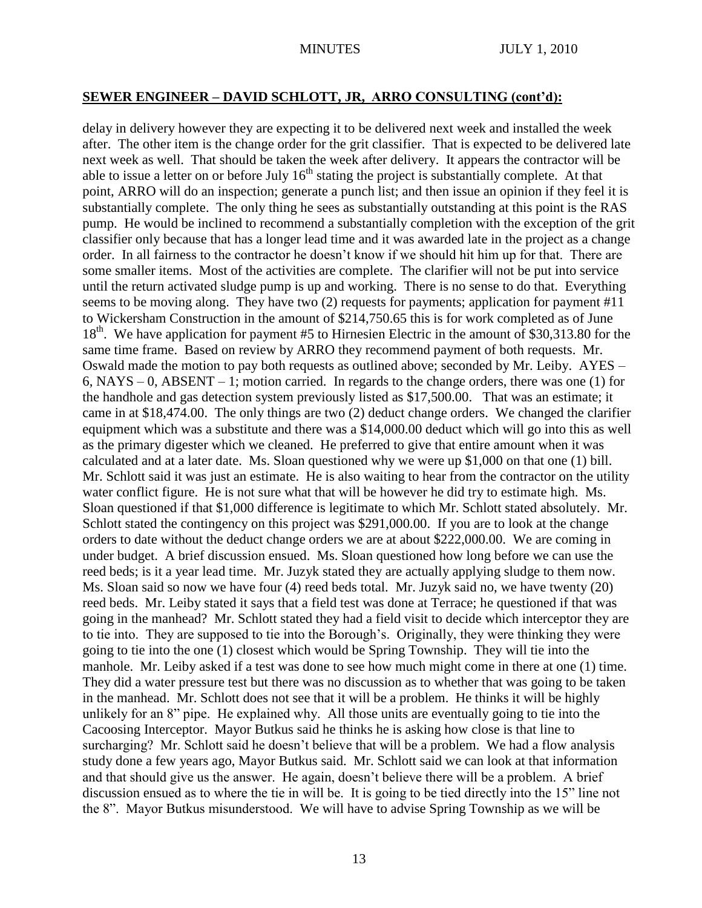## SEWER ENGINEER – DAVID SCHLOTT, JR, ARRO CONSULTING (cont'd):

delay in delivery however they are expecting it to be delivered next week and installed the week after. The other item is the change order for the grit classifier. That is expected to be delivered late next week as well. That should be taken the week after delivery. It appears the contractor will be able to issue a letter on or before July 16th stating the project is substantially complete. At that point, ARRO will do an inspection; generate a punch list; and then issue an opinion if they feel it is substantially complete. The only thing he sees as substantially outstanding at this point is the RAS pump. He would be inclined to recommend a substantially completion with the exception of the grit classifier only because that has a longer lead time and it was awarded late in the project as a change order. In all fairness to the contractor he doesn't know if we should hit him up for that. There are some smaller items. Most of the activities are complete. The clarifier will not be put into service until the return activated sludge pump is up and working. There is no sense to do that. Everything seems to be moving along. They have two (2) requests for payments; application for payment #11 to Wickersham Construction in the amount of $214,750.65 this is for work completed as of June 18th. We have application for payment #5 to Hirnesien Electric in the amount of $30,313.80 for the same time frame. Based on review by ARRO they recommend payment of both requests. Mr. Oswald made the motion to pay both requests as outlined above; seconded by Mr. Leiby. AYES – 6, NAYS – 0, ABSENT – 1; motion carried. In regards to the change orders, there was one (1) for the handhole and gas detection system previously listed as $17,500.00. That was an estimate; it came in at $18,474.00. The only things are two (2) deduct change orders. We changed the clarifier equipment which was a substitute and there was a $14,000.00 deduct which will go into this as well as the primary digester which we cleaned. He preferred to give that entire amount when it was calculated and at a later date. Ms. Sloan questioned why we were up $1,000 on that one (1) bill. Mr. Schlott said it was just an estimate. He is also waiting to hear from the contractor on the utility water conflict figure. He is not sure what that will be however he did try to estimate high. Ms. Sloan questioned if that $1,000 difference is legitimate to which Mr. Schlott stated absolutely. Mr. Schlott stated the contingency on this project was $291,000.00. If you are to look at the change orders to date without the deduct change orders we are at about $222,000.00. We are coming in under budget. A brief discussion ensued. Ms. Sloan questioned how long before we can use the reed beds; is it a year lead time. Mr. Juzyk stated they are actually applying sludge to them now. Ms. Sloan said so now we have four (4) reed beds total. Mr. Juzyk said no, we have twenty (20) reed beds. Mr. Leiby stated it says that a field test was done at Terrace; he questioned if that was going in the manhead? Mr. Schlott stated they had a field visit to decide which interceptor they are to tie into. They are supposed to tie into the Borough's. Originally, they were thinking they were going to tie into the one (1) closest which would be Spring Township. They will tie into the manhole. Mr. Leiby asked if a test was done to see how much might come in there at one (1) time. They did a water pressure test but there was no discussion as to whether that was going to be taken in the manhead. Mr. Schlott does not see that it will be a problem. He thinks it will be highly unlikely for an 8" pipe. He explained why. All those units are eventually going to tie into the Cacoosing Interceptor. Mayor Butkus said he thinks he is asking how close is that line to surcharging? Mr. Schlott said he doesn't believe that will be a problem. We had a flow analysis study done a few years ago, Mayor Butkus said. Mr. Schlott said we can look at that information and that should give us the answer. He again, doesn't believe there will be a problem. A brief discussion ensued as to where the tie in will be. It is going to be tied directly into the 15" line not the 8". Mayor Butkus misunderstood. We will have to advise Spring Township as we will be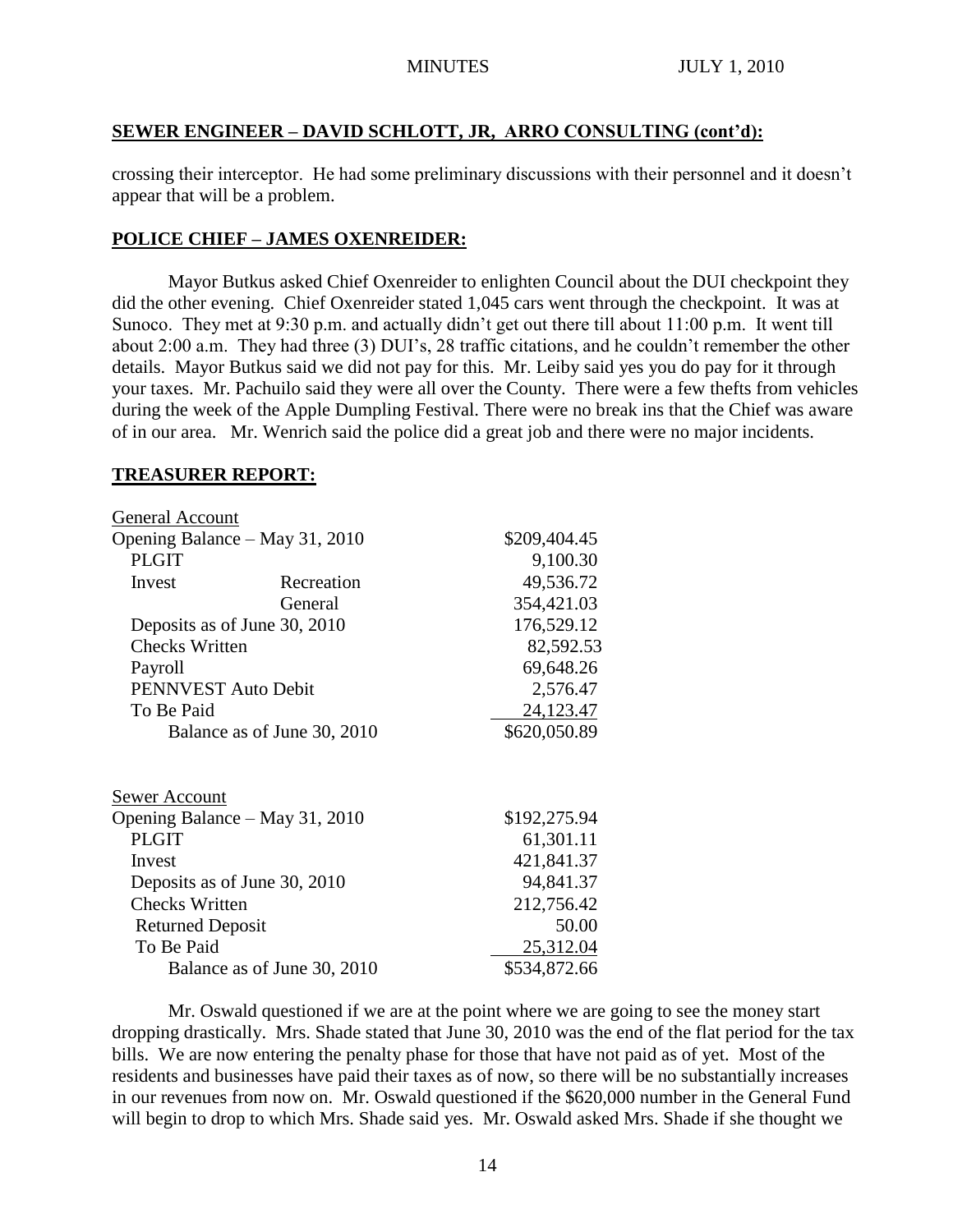## SEWER ENGINEER – DAVID SCHLOTT, JR, ARRO CONSULTING (cont'd):

crossing their interceptor. He had some preliminary discussions with their personnel and it doesn't appear that will be a problem.

## POLICE CHIEF – JAMES OXENREIDER:

Mayor Butkus asked Chief Oxenreider to enlighten Council about the DUI checkpoint they did the other evening. Chief Oxenreider stated 1,045 cars went through the checkpoint. It was at Sunoco. They met at 9:30 p.m. and actually didn't get out there till about 11:00 p.m. It went till about 2:00 a.m. They had three (3) DUI's, 28 traffic citations, and he couldn't remember the other details. Mayor Butkus said we did not pay for this. Mr. Leiby said yes you do pay for it through your taxes. Mr. Pachuilo said they were all over the County. There were a few thefts from vehicles during the week of the Apple Dumpling Festival. There were no break ins that the Chief was aware of in our area. Mr. Wenrich said the police did a great job and there were no major incidents.

## TREASURER REPORT:

| General Account | | |
|---|---|---|
| Opening Balance – May 31, 2010 | | \$209,404.45 |
| PLGIT | | 9,100.30 |
| Invest | Recreation | 49,536.72 |
| | General | 354,421.03 |
| Deposits as of June 30, 2010 | | 176,529.12 |
| Checks Written | | 82,592.53 |
| Payroll | | 69,648.26 |
| PENNVEST Auto Debit | | 2,576.47 |
| To Be Paid | | 24,123.47 |
| Balance as of June 30, 2010 | | \$620,050.89 |

| Sewer Account | |
|---|---|
| Opening Balance – May 31, 2010 | \$192,275.94 |
| PLGIT | 61,301.11 |
| Invest | 421,841.37 |
| Deposits as of June 30, 2010 | 94,841.37 |
| Checks Written | 212,756.42 |
| Returned Deposit | 50.00 |
| To Be Paid | 25,312.04 |
| Balance as of June 30, 2010 | \$534,872.66 |

Mr. Oswald questioned if we are at the point where we are going to see the money start dropping drastically. Mrs. Shade stated that June 30, 2010 was the end of the flat period for the tax bills. We are now entering the penalty phase for those that have not paid as of yet. Most of the residents and businesses have paid their taxes as of now, so there will be no substantially increases in our revenues from now on. Mr. Oswald questioned if the \$620,000 number in the General Fund will begin to drop to which Mrs. Shade said yes. Mr. Oswald asked Mrs. Shade if she thought we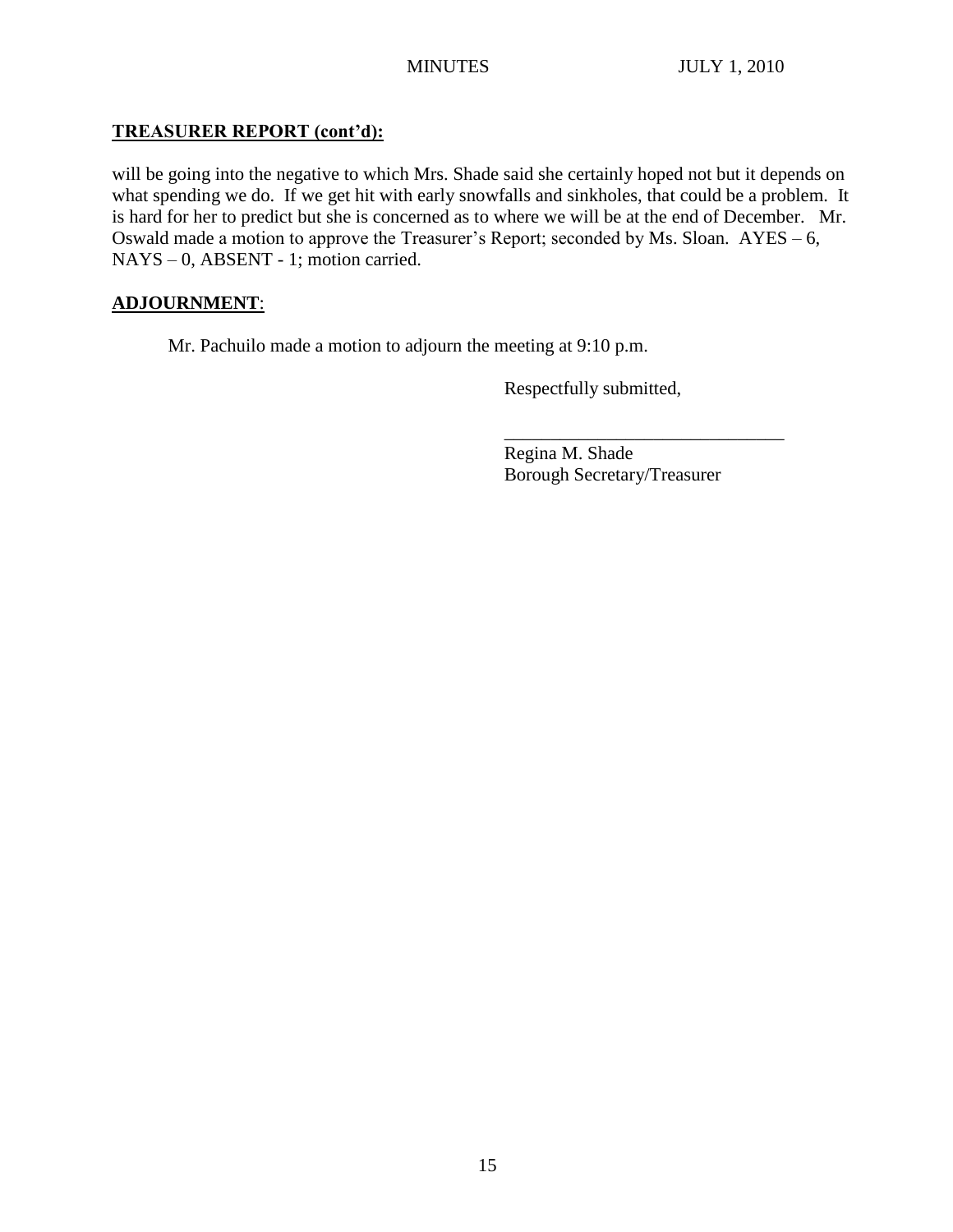**TREASURER REPORT (cont'd):**

will be going into the negative to which Mrs. Shade said she certainly hoped not but it depends on what spending we do. If we get hit with early snowfalls and sinkholes, that could be a problem. It is hard for her to predict but she is concerned as to where we will be at the end of December. Mr. Oswald made a motion to approve the Treasurer's Report; seconded by Ms. Sloan. AYES – 6, NAYS – 0, ABSENT - 1; motion carried.

**ADJOURNMENT**:

Mr. Pachuilo made a motion to adjourn the meeting at 9:10 p.m.

Respectfully submitted,

______________________________

Regina M. Shade
Borough Secretary/Treasurer